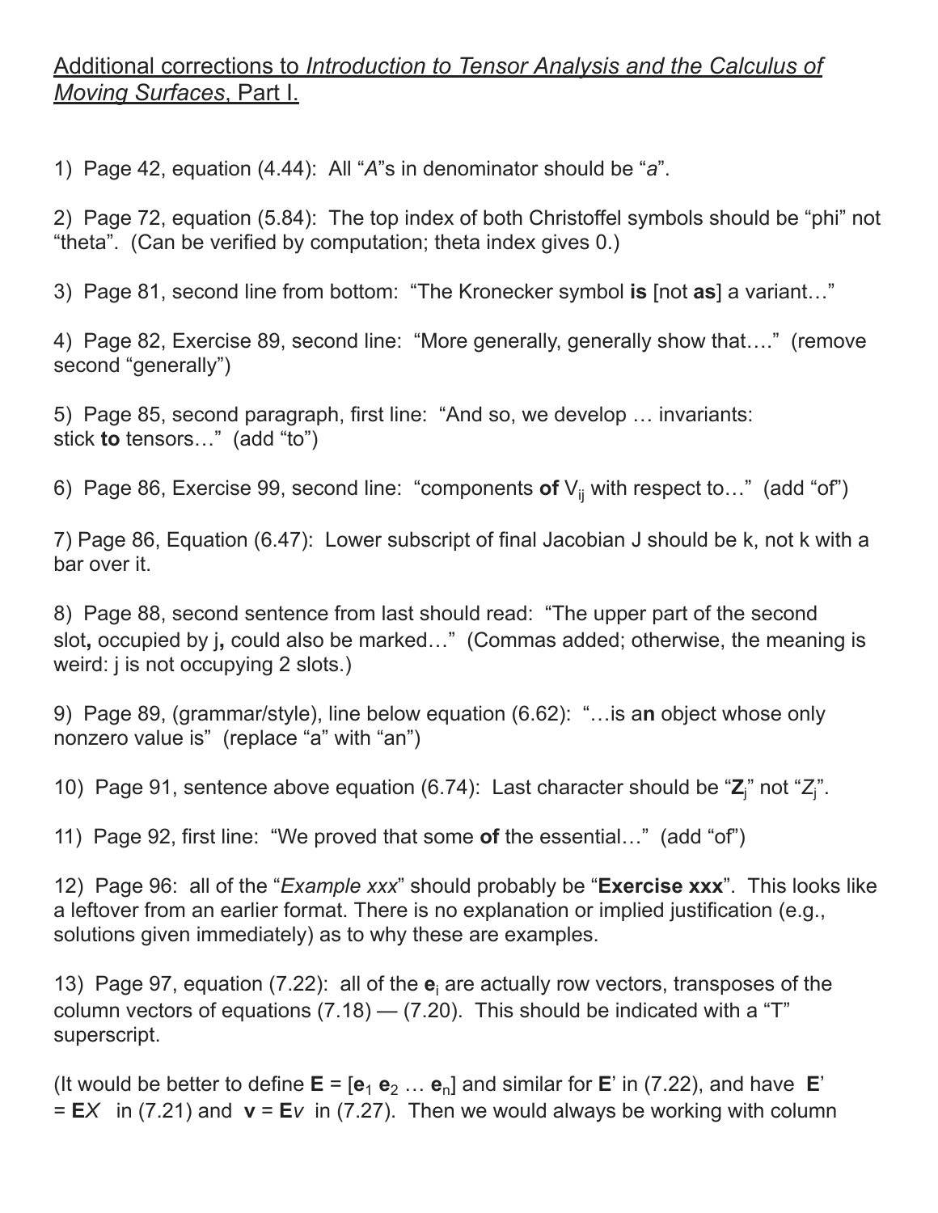Additional corrections to *Introduction to Tensor Analysis and the Calculus of Moving Surfaces*, Part I.

1) Page 42, equation (4.44): All "*A*"s in denominator should be "*a*".

2) Page 72, equation (5.84): The top index of both Christoffel symbols should be "phi" not "theta". (Can be verified by computation; theta index gives 0.)

3) Page 81, second line from bottom: "The Kronecker symbol **is** [not **as**] a variant…"

4) Page 82, Exercise 89, second line: "More generally, generally show that…." (remove second "generally")

5) Page 85, second paragraph, first line: "And so, we develop … invariants: stick **to** tensors…" (add "to")

6) Page 86, Exercise 99, second line: "components **of** $V_{ij}$ with respect to…" (add "of")

7) Page 86, Equation (6.47): Lower subscript of final Jacobian J should be k, not k with a bar over it.

8) Page 88, second sentence from last should read: "The upper part of the second slot**,** occupied by j**,** could also be marked…" (Commas added; otherwise, the meaning is weird: j is not occupying 2 slots.)

9) Page 89, (grammar/style), line below equation (6.62): "…is a**n** object whose only nonzero value is" (replace "a" with "an")

10) Page 91, sentence above equation (6.74): Last character should be "$\mathbf{Z}_j$" not "$Z_j$".

11) Page 92, first line: "We proved that some **of** the essential…" (add "of")

12) Page 96: all of the "*Example xxx*" should probably be "**Exercise xxx**". This looks like a leftover from an earlier format. There is no explanation or implied justification (e.g., solutions given immediately) as to why these are examples.

13) Page 97, equation (7.22): all of the $\mathbf{e}_i$ are actually row vectors, transposes of the column vectors of equations (7.18) — (7.20). This should be indicated with a "T" superscript.

(It would be better to define $\mathbf{E} = [\mathbf{e}_1\ \mathbf{e}_2\ \ldots\ \mathbf{e}_n]$ and similar for $\mathbf{E}'$ in (7.22), and have $\mathbf{E}' = \mathbf{E}X$ in (7.21) and $\mathbf{v} = \mathbf{E}v$ in (7.27). Then we would always be working with column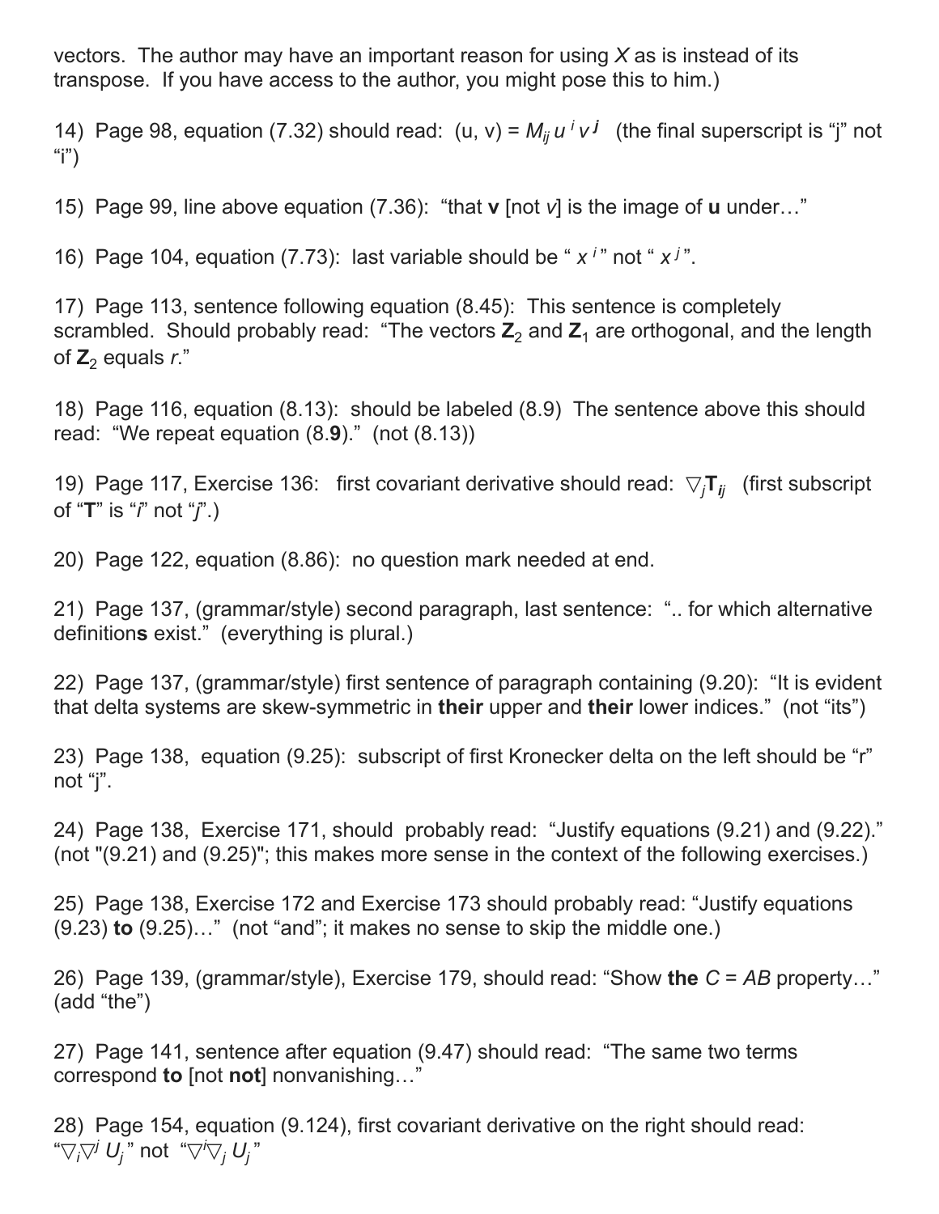vectors. The author may have an important reason for using $X$ as is instead of its transpose. If you have access to the author, you might pose this to him.)

14) Page 98, equation (7.32) should read: (u, v) = $M_{ij}\, u^i\, v^{\mathbf{j}}$ (the final superscript is "j" not "i")

15) Page 99, line above equation (7.36): "that **v** [not *v*] is the image of **u** under…"

16) Page 104, equation (7.73): last variable should be "$x^i$" not "$x^j$".

17) Page 113, sentence following equation (8.45): This sentence is completely scrambled. Should probably read: "The vectors $\mathbf{Z}_2$ and $\mathbf{Z}_1$ are orthogonal, and the length of $\mathbf{Z}_2$ equals $r$."

18) Page 116, equation (8.13): should be labeled (8.9) The sentence above this should read: "We repeat equation (8.**9**)." (not (8.13))

19) Page 117, Exercise 136: first covariant derivative should read: $\nabla_j \mathbf{T}_{ij}$ (first subscript of "**T**" is "*i*" not "*j*".)

20) Page 122, equation (8.86): no question mark needed at end.

21) Page 137, (grammar/style) second paragraph, last sentence: ".. for which alternative definition**s** exist." (everything is plural.)

22) Page 137, (grammar/style) first sentence of paragraph containing (9.20): "It is evident that delta systems are skew-symmetric in **their** upper and **their** lower indices." (not "its")

23) Page 138, equation (9.25): subscript of first Kronecker delta on the left should be "r" not "j".

24) Page 138, Exercise 171, should probably read: "Justify equations (9.21) and (9.22)." (not "(9.21) and (9.25)"; this makes more sense in the context of the following exercises.)

25) Page 138, Exercise 172 and Exercise 173 should probably read: "Justify equations (9.23) **to** (9.25)…" (not "and"; it makes no sense to skip the middle one.)

26) Page 139, (grammar/style), Exercise 179, should read: "Show **the** $C = AB$ property…" (add "the")

27) Page 141, sentence after equation (9.47) should read: "The same two terms correspond **to** [not **not**] nonvanishing…"

28) Page 154, equation (9.124), first covariant derivative on the right should read: "$\nabla_i \nabla^j U_j$" not "$\nabla^i \nabla_j U_j$"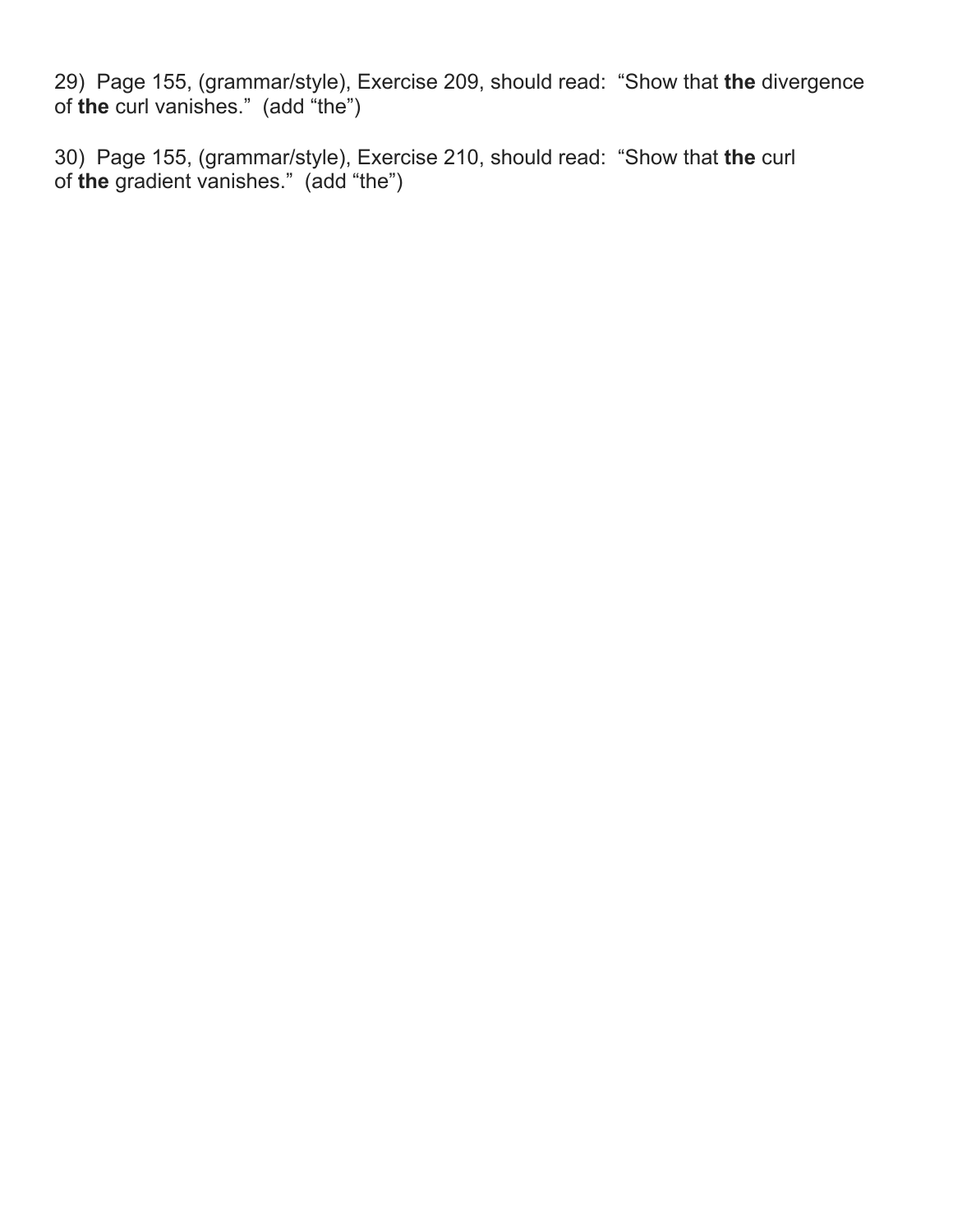29)  Page 155, (grammar/style), Exercise 209, should read:  "Show that **the** divergence of **the** curl vanishes."  (add "the")

30)  Page 155, (grammar/style), Exercise 210, should read:  "Show that **the** curl of **the** gradient vanishes."  (add "the")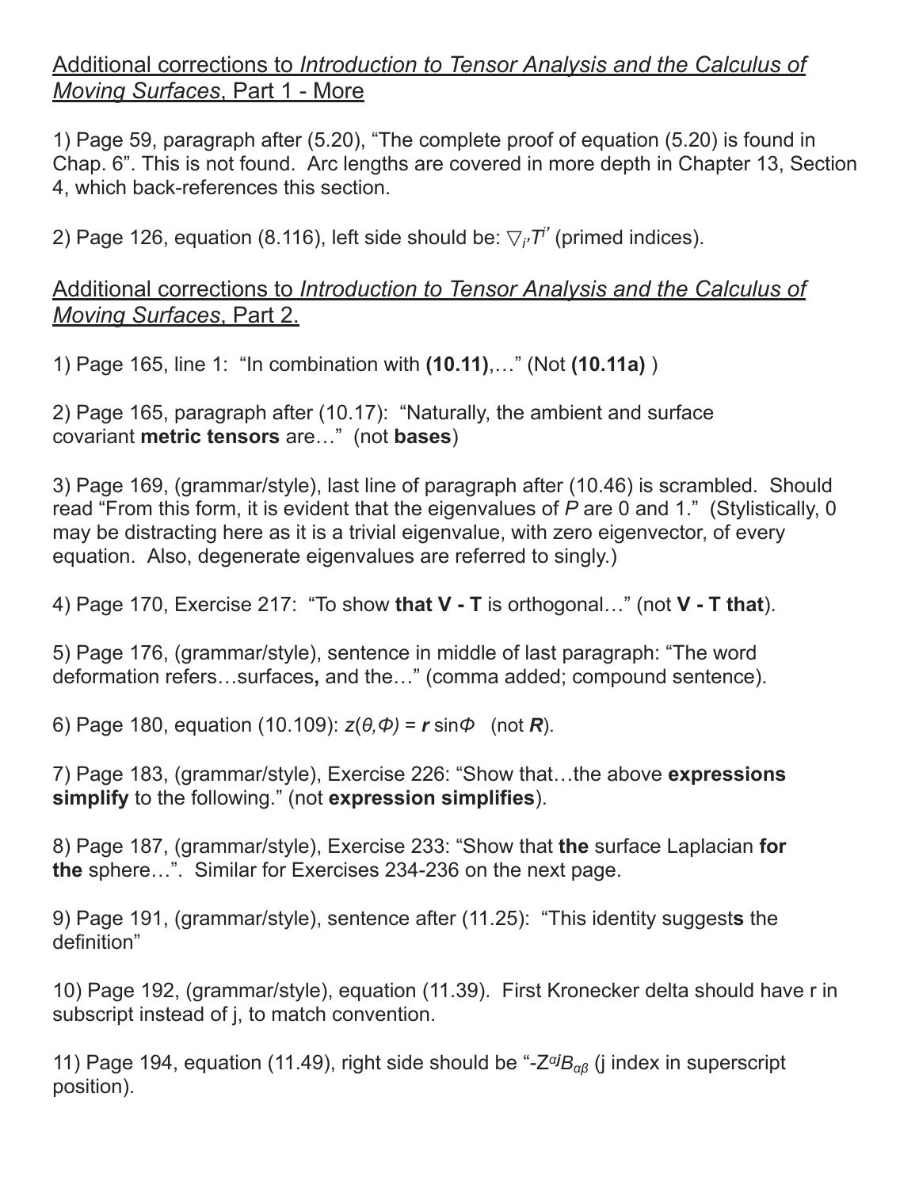<u>Additional corrections to *Introduction to Tensor Analysis and the Calculus of Moving Surfaces*, Part 1 - More</u>

1) Page 59, paragraph after (5.20), "The complete proof of equation (5.20) is found in Chap. 6". This is not found. Arc lengths are covered in more depth in Chapter 13, Section 4, which back-references this section.

2) Page 126, equation (8.116), left side should be: $\nabla_{i'} T^{i'}$ (primed indices).

<u>Additional corrections to *Introduction to Tensor Analysis and the Calculus of Moving Surfaces*, Part 2.</u>

1) Page 165, line 1: "In combination with **(10.11)**,…" (Not **(10.11a)** )

2) Page 165, paragraph after (10.17): "Naturally, the ambient and surface covariant **metric tensors** are…" (not **bases**)

3) Page 169, (grammar/style), last line of paragraph after (10.46) is scrambled. Should read "From this form, it is evident that the eigenvalues of *P* are 0 and 1." (Stylistically, 0 may be distracting here as it is a trivial eigenvalue, with zero eigenvector, of every equation. Also, degenerate eigenvalues are referred to singly.)

4) Page 170, Exercise 217: "To show **that V - T** is orthogonal…" (not **V - T that**).

5) Page 176, (grammar/style), sentence in middle of last paragraph: "The word deformation refers…surfaces**,** and the…" (comma added; compound sentence).

6) Page 180, equation (10.109): $z(\theta,\Phi) = \boldsymbol{r}\sin\Phi$ (not $\boldsymbol{R}$).

7) Page 183, (grammar/style), Exercise 226: "Show that…the above **expressions simplify** to the following." (not **expression simplifies**).

8) Page 187, (grammar/style), Exercise 233: "Show that **the** surface Laplacian **for the** sphere…". Similar for Exercises 234-236 on the next page.

9) Page 191, (grammar/style), sentence after (11.25): "This identity suggest**s** the definition"

10) Page 192, (grammar/style), equation (11.39). First Kronecker delta should have r in subscript instead of j, to match convention.

11) Page 194, equation (11.49), right side should be "$-Z^{\alpha j} B_{\alpha\beta}$ (j index in superscript position).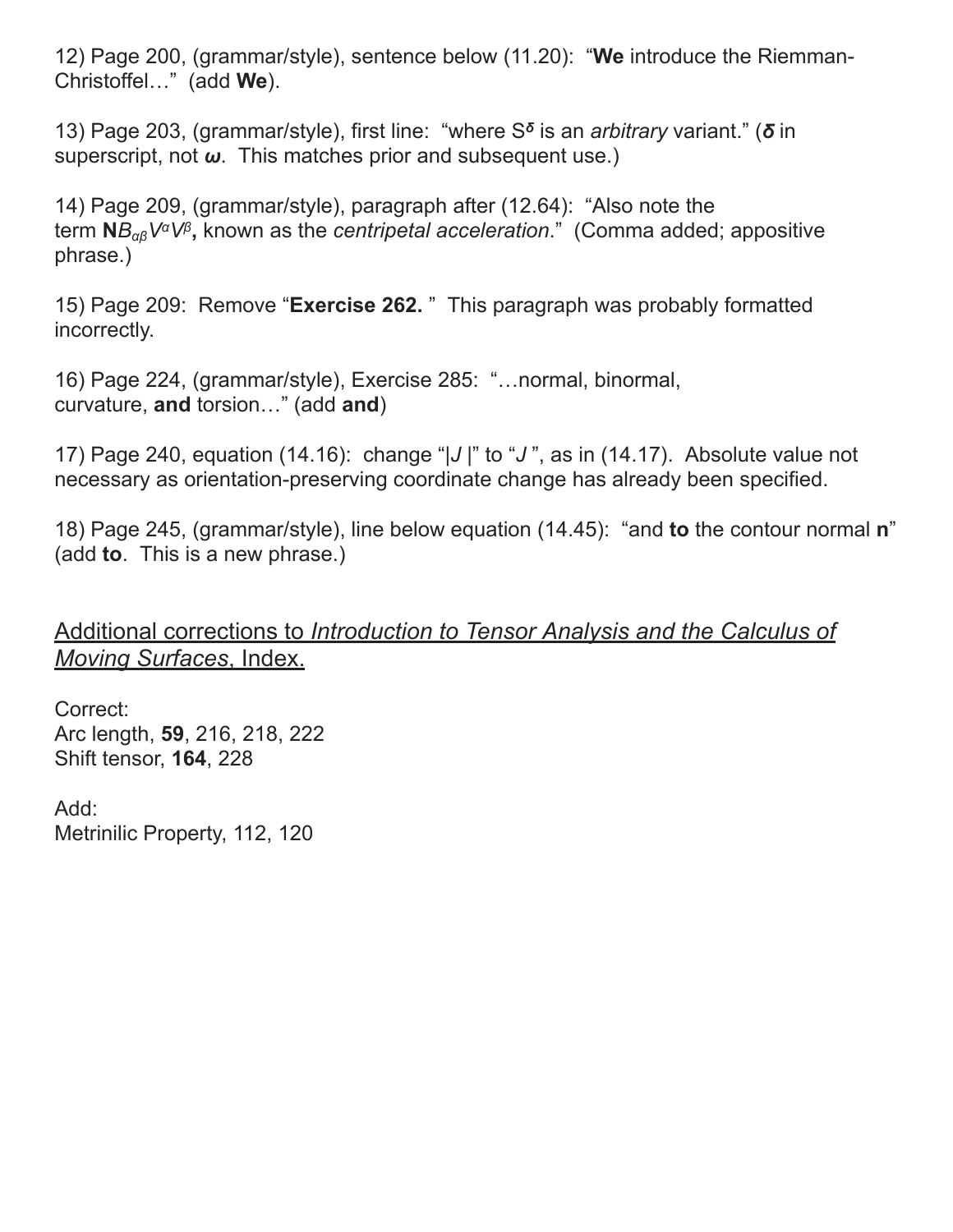12) Page 200, (grammar/style), sentence below (11.20): "**We** introduce the Riemman-Christoffel…" (add **We**).

13) Page 203, (grammar/style), first line: "where $S^{\delta}$ is an *arbitrary* variant." ($\boldsymbol{\delta}$ in superscript, not $\boldsymbol{\omega}$. This matches prior and subsequent use.)

14) Page 209, (grammar/style), paragraph after (12.64): "Also note the term $\mathbf{N}B_{\alpha\beta}V^{\alpha}V^{\beta}$**,** known as the *centripetal acceleration*." (Comma added; appositive phrase.)

15) Page 209: Remove "**Exercise 262.** " This paragraph was probably formatted incorrectly.

16) Page 224, (grammar/style), Exercise 285: "…normal, binormal, curvature, **and** torsion…" (add **and**)

17) Page 240, equation (14.16): change "$|J|$" to "$J$", as in (14.17). Absolute value not necessary as orientation-preserving coordinate change has already been specified.

18) Page 245, (grammar/style), line below equation (14.45): "and **to** the contour normal **n**" (add **to**. This is a new phrase.)

## Additional corrections to *Introduction to Tensor Analysis and the Calculus of Moving Surfaces*, Index.

Correct:
Arc length, **59**, 216, 218, 222
Shift tensor, **164**, 228

Add:
Metrinilic Property, 112, 120